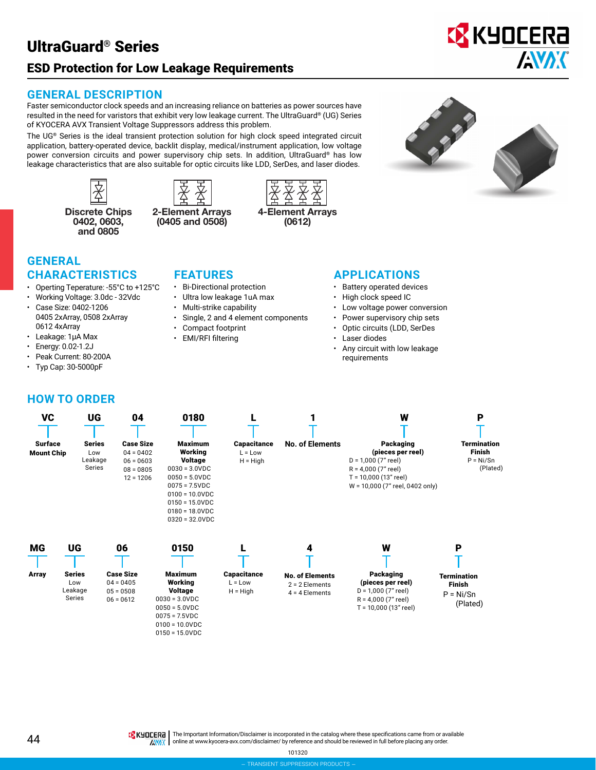# UltraGuard® Series

## ESD Protection for Low Leakage Requirements

## GENERAL DESCRIPTION

Faster semiconductor clock speeds and an increasing reliance on batteries as power sources have resulted in the need for varistors that exhibit very low leakage current. The UltraGuard® (UG) Series of KYOCERA AVX Transient Voltage Suppressors address this problem.

The UG® Series is the ideal transient protection solution for high clock speed integrated circuit application, battery-operated device, backlit display, medical/instrument application, low voltage power conversion circuits and power supervisory chip sets. In addition, UltraGuard® has low leakage characteristics that are also suitable for optic circuits like LDD, SerDes, and laser diodes.

**Discrete Chips 0402, 0603, and 0805**

**2-Element Arrays (0405 and 0508)**

**4-Element Arrays (0612)**

## GENERAL CHARACTERISTICS

- Operting Teperature: -55°C to +125°C
- Working Voltage: 3.0dc - 32Vdc
- Case Size: 0402-1206
  0405 2xArray, 0508 2xArray
  0612 4xArray
- Leakage: 1µA Max
- Energy: 0.02-1.2J
- Peak Current: 80-200A
- Typ Cap: 30-5000pF

## FEATURES

- Bi-Directional protection
- Ultra low leakage 1uA max
- Multi-strike capability
- Single, 2 and 4 element components
- Compact footprint
- EMI/RFI filtering

## APPLICATIONS

- Battery operated devices
- High clock speed IC
- Low voltage power conversion
- Power supervisory chip sets
- Optic circuits (LDD, SerDes
- Laser diodes
- Any circuit with low leakage requirements

## HOW TO ORDER

| VC | UG | 04 | 0180 | L | 1 | W | P |
|---|---|---|---|---|---|---|---|
| **Surface Mount Chip** | **Series**<br>Low Leakage Series | **Case Size**<br>04 = 0402<br>06 = 0603<br>08 = 0805<br>12 = 1206 | **Maximum Working Voltage**<br>0030 = 3.0VDC<br>0050 = 5.0VDC<br>0075 = 7.5VDC<br>0100 = 10.0VDC<br>0150 = 15.0VDC<br>0180 = 18.0VDC<br>0320 = 32.0VDC | **Capacitance**<br>L = Low<br>H = High | **No. of Elements** | **Packaging (pieces per reel)**<br>D = 1,000 (7" reel)<br>R = 4,000 (7" reel)<br>T = 10,000 (13" reel)<br>W = 10,000 (7" reel, 0402 only) | **Termination Finish**<br>P = Ni/Sn (Plated) |

| MG | UG | 06 | 0150 | L | 4 | W | P |
|---|---|---|---|---|---|---|---|
| **Array** | **Series**<br>Low Leakage Series | **Case Size**<br>04 = 0405<br>05 = 0508<br>06 = 0612 | **Maximum Working Voltage**<br>0030 = 3.0VDC<br>0050 = 5.0VDC<br>0075 = 7.5VDC<br>0100 = 10.0VDC<br>0150 = 15.0VDC | **Capacitance**<br>L = Low<br>H = High | **No. of Elements**<br>2 = 2 Elements<br>4 = 4 Elements | **Packaging (pieces per reel)**<br>D = 1,000 (7" reel)<br>R = 4,000 (7" reel)<br>T = 10,000 (13" reel) | **Termination Finish**<br>P = Ni/Sn (Plated) |

The Important Information/Disclaimer is incorporated in the catalog where these specifications came from or available online at www.kyocera-avx.com/disclaimer/ by reference and should be reviewed in full before placing any order.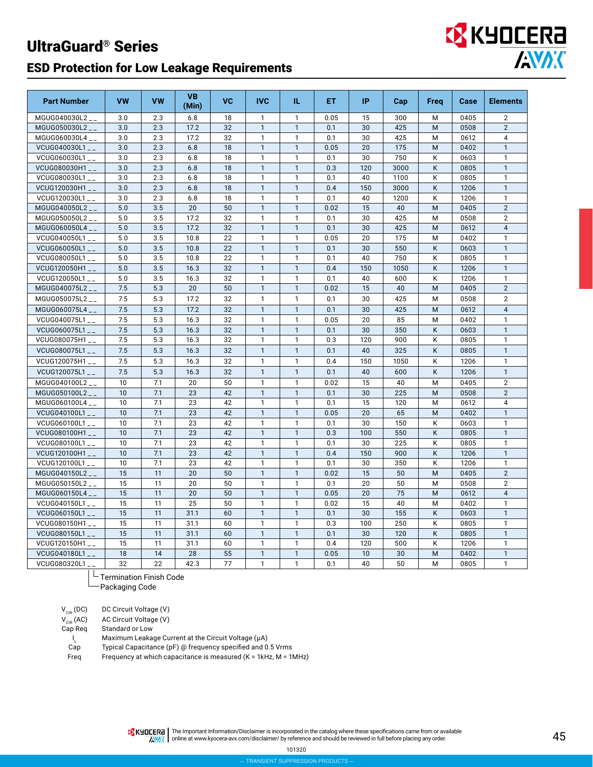# UltraGuard® Series

## ESD Protection for Low Leakage Requirements

| Part Number | VW | VW | VB (Min) | VC | IVC | IL | ET | IP | Cap | Freq | Case | Elements |
|---|---|---|---|---|---|---|---|---|---|---|---|---|
| MGUG040030L2 _ _ | 3.0 | 2.3 | 6.8 | 18 | 1 | 1 | 0.05 | 15 | 300 | M | 0405 | 2 |
| MGUG050030L2 _ _ | 3.0 | 2.3 | 17.2 | 32 | 1 | 1 | 0.1 | 30 | 425 | M | 0508 | 2 |
| MGUG060030L4 _ _ | 3.0 | 2.3 | 17.2 | 32 | 1 | 1 | 0.1 | 30 | 425 | M | 0612 | 4 |
| VCUG040030L1 _ _ | 3.0 | 2.3 | 6.8 | 18 | 1 | 1 | 0.05 | 20 | 175 | M | 0402 | 1 |
| VCUG060030L1 _ _ | 3.0 | 2.3 | 6.8 | 18 | 1 | 1 | 0.1 | 30 | 750 | K | 0603 | 1 |
| VCUG080030H1 _ _ | 3.0 | 2.3 | 6.8 | 18 | 1 | 1 | 0.3 | 120 | 3000 | K | 0805 | 1 |
| VCUG080030L1 _ _ | 3.0 | 2.3 | 6.8 | 18 | 1 | 1 | 0.1 | 40 | 1100 | K | 0805 | 1 |
| VCUG120030H1 _ _ | 3.0 | 2.3 | 6.8 | 18 | 1 | 1 | 0.4 | 150 | 3000 | K | 1206 | 1 |
| VCUG120030L1 _ _ | 3.0 | 2.3 | 6.8 | 18 | 1 | 1 | 0.1 | 40 | 1200 | K | 1206 | 1 |
| MGUG040050L2 _ _ | 5.0 | 3.5 | 20 | 50 | 1 | 1 | 0.02 | 15 | 40 | M | 0405 | 2 |
| MGUG050050L2 _ _ | 5.0 | 3.5 | 17.2 | 32 | 1 | 1 | 0.1 | 30 | 425 | M | 0508 | 2 |
| MGUG060050L4 _ _ | 5.0 | 3.5 | 17.2 | 32 | 1 | 1 | 0.1 | 30 | 425 | M | 0612 | 4 |
| VCUG040050L1 _ _ | 5.0 | 3.5 | 10.8 | 22 | 1 | 1 | 0.05 | 20 | 175 | M | 0402 | 1 |
| VCUG060050L1 _ _ | 5.0 | 3.5 | 10.8 | 22 | 1 | 1 | 0.1 | 30 | 550 | K | 0603 | 1 |
| VCUG080050L1 _ _ | 5.0 | 3.5 | 10.8 | 22 | 1 | 1 | 0.1 | 40 | 750 | K | 0805 | 1 |
| VCUG120050H1 _ _ | 5.0 | 3.5 | 16.3 | 32 | 1 | 1 | 0.4 | 150 | 1050 | K | 1206 | 1 |
| VCUG120050L1 _ _ | 5.0 | 3.5 | 16.3 | 32 | 1 | 1 | 0.1 | 40 | 600 | K | 1206 | 1 |
| MGUG040075L2 _ _ | 7.5 | 5.3 | 20 | 50 | 1 | 1 | 0.02 | 15 | 40 | M | 0405 | 2 |
| MGUG050075L2 _ _ | 7.5 | 5.3 | 17.2 | 32 | 1 | 1 | 0.1 | 30 | 425 | M | 0508 | 2 |
| MGUG060075L4 _ _ | 7.5 | 5.3 | 17.2 | 32 | 1 | 1 | 0.1 | 30 | 425 | M | 0612 | 4 |
| VCUG040075L1 _ _ | 7.5 | 5.3 | 16.3 | 32 | 1 | 1 | 0.05 | 20 | 85 | M | 0402 | 1 |
| VCUG060075L1 _ _ | 7.5 | 5.3 | 16.3 | 32 | 1 | 1 | 0.1 | 30 | 350 | K | 0603 | 1 |
| VCUG080075H1 _ _ | 7.5 | 5.3 | 16.3 | 32 | 1 | 1 | 0.3 | 120 | 900 | K | 0805 | 1 |
| VCUG080075L1 _ _ | 7.5 | 5.3 | 16.3 | 32 | 1 | 1 | 0.1 | 40 | 325 | K | 0805 | 1 |
| VCUG120075H1 _ _ | 7.5 | 5.3 | 16.3 | 32 | 1 | 1 | 0.4 | 150 | 1050 | K | 1206 | 1 |
| VCUG120075L1 _ _ | 7.5 | 5.3 | 16.3 | 32 | 1 | 1 | 0.1 | 40 | 600 | K | 1206 | 1 |
| MGUG040100L2 _ _ | 10 | 7.1 | 20 | 50 | 1 | 1 | 0.02 | 15 | 40 | M | 0405 | 2 |
| MGUG050100L2 _ _ | 10 | 7.1 | 23 | 42 | 1 | 1 | 0.1 | 30 | 225 | M | 0508 | 2 |
| MGUG060100L4 _ _ | 10 | 7.1 | 23 | 42 | 1 | 1 | 0.1 | 15 | 120 | M | 0612 | 4 |
| VCUG040100L1 _ _ | 10 | 7.1 | 23 | 42 | 1 | 1 | 0.05 | 20 | 65 | M | 0402 | 1 |
| VCUG060100L1 _ _ | 10 | 7.1 | 23 | 42 | 1 | 1 | 0.1 | 30 | 150 | K | 0603 | 1 |
| VCUG080100H1 _ _ | 10 | 7.1 | 23 | 42 | 1 | 1 | 0.3 | 100 | 550 | K | 0805 | 1 |
| VCUG080100L1 _ _ | 10 | 7.1 | 23 | 42 | 1 | 1 | 0.1 | 30 | 225 | K | 0805 | 1 |
| VCUG120100H1 _ _ | 10 | 7.1 | 23 | 42 | 1 | 1 | 0.4 | 150 | 900 | K | 1206 | 1 |
| VCUG120100L1 _ _ | 10 | 7.1 | 23 | 42 | 1 | 1 | 0.1 | 30 | 350 | K | 1206 | 1 |
| MGUG040150L2 _ _ | 15 | 11 | 20 | 50 | 1 | 1 | 0.02 | 15 | 50 | M | 0405 | 2 |
| MGUG050150L2 _ _ | 15 | 11 | 20 | 50 | 1 | 1 | 0.1 | 20 | 50 | M | 0508 | 2 |
| MGUG060150L4 _ _ | 15 | 11 | 20 | 50 | 1 | 1 | 0.05 | 20 | 75 | M | 0612 | 4 |
| VCUG040150L1 _ _ | 15 | 11 | 25 | 50 | 1 | 1 | 0.02 | 15 | 40 | M | 0402 | 1 |
| VCUG060150L1 _ _ | 15 | 11 | 31.1 | 60 | 1 | 1 | 0.1 | 30 | 155 | K | 0603 | 1 |
| VCUG080150H1 _ _ | 15 | 11 | 31.1 | 60 | 1 | 1 | 0.3 | 100 | 250 | K | 0805 | 1 |
| VCUG080150L1 _ _ | 15 | 11 | 31.1 | 60 | 1 | 1 | 0.1 | 30 | 120 | K | 0805 | 1 |
| VCUG120150H1 _ _ | 15 | 11 | 31.1 | 60 | 1 | 1 | 0.4 | 120 | 500 | K | 1206 | 1 |
| VCUG040180L1 _ _ | 18 | 14 | 28 | 55 | 1 | 1 | 0.05 | 10 | 30 | M | 0402 | 1 |
| VCUG080320L1 _ _ | 32 | 22 | 42.3 | 77 | 1 | 1 | 0.1 | 40 | 50 | M | 0805 | 1 |

└ Termination Finish Code
└ Packaging Code

$V_{CIR}$ (DC) — DC Circuit Voltage (V)
$V_{CIR}$ (AC) — AC Circuit Voltage (V)
Cap Req — Standard or Low
$I_L$ — Maximum Leakage Current at the Circuit Voltage (μA)
Cap — Typical Capacitance (pF) @ frequency specified and 0.5 Vrms
Freq — Frequency at which capacitance is measured (K = 1kHz, M = 1MHz)

The Important Information/Disclaimer is incorporated in the catalog where these specifications came from or available online at www.kyocera-avx.com/disclaimer/ by reference and should be reviewed in full before placing any order.

101320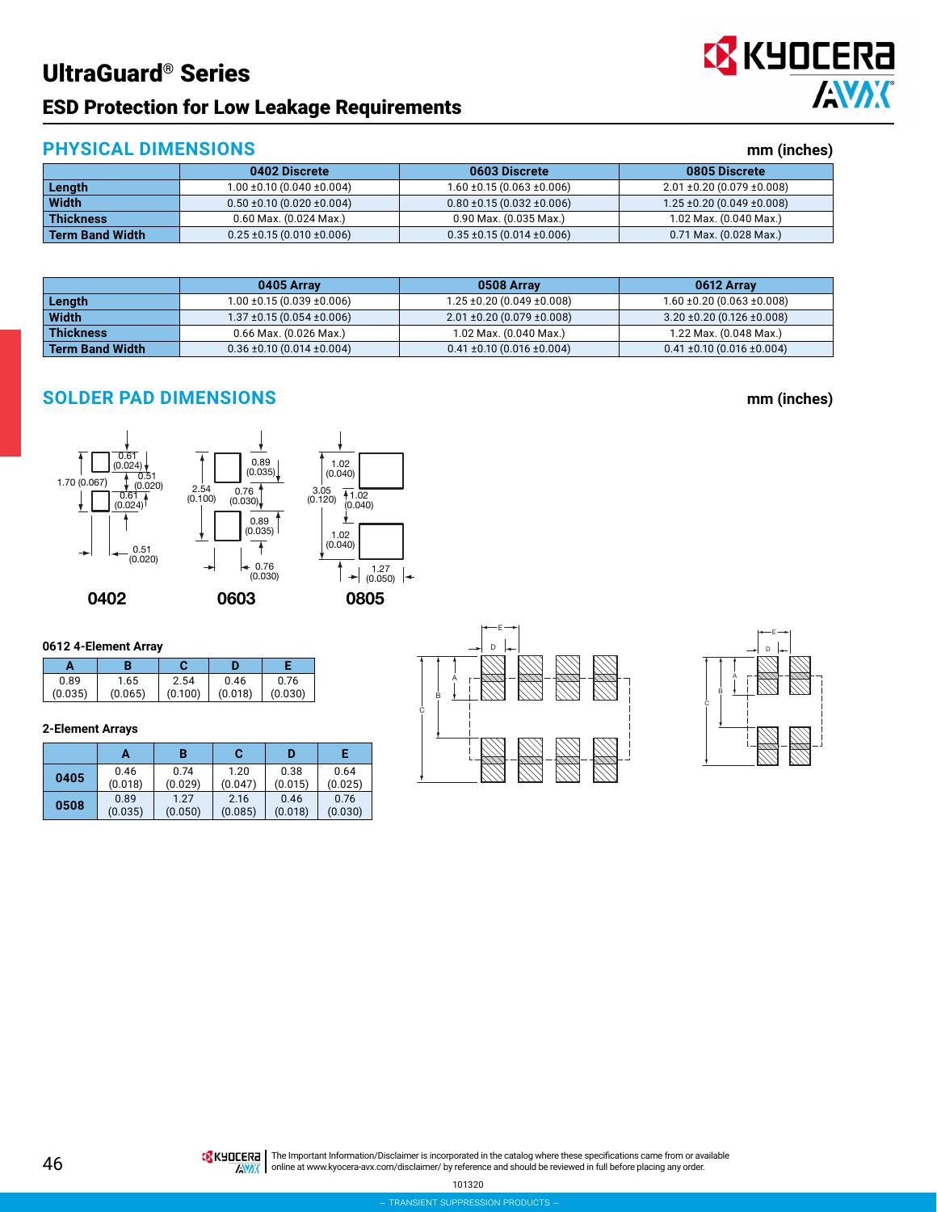# UltraGuard® Series

## ESD Protection for Low Leakage Requirements

## PHYSICAL DIMENSIONS

mm (inches)

| | 0402 Discrete | 0603 Discrete | 0805 Discrete |
|---|---|---|---|
| **Length** | 1.00 ±0.10 (0.040 ±0.004) | 1.60 ±0.15 (0.063 ±0.006) | 2.01 ±0.20 (0.079 ±0.008) |
| **Width** | 0.50 ±0.10 (0.020 ±0.004) | 0.80 ±0.15 (0.032 ±0.006) | 1.25 ±0.20 (0.049 ±0.008) |
| **Thickness** | 0.60 Max. (0.024 Max.) | 0.90 Max. (0.035 Max.) | 1.02 Max. (0.040 Max.) |
| **Term Band Width** | 0.25 ±0.15 (0.010 ±0.006) | 0.35 ±0.15 (0.014 ±0.006) | 0.71 Max. (0.028 Max.) |

| | 0405 Array | 0508 Array | 0612 Array |
|---|---|---|---|
| **Length** | 1.00 ±0.15 (0.039 ±0.006) | 1.25 ±0.20 (0.049 ±0.008) | 1.60 ±0.20 (0.063 ±0.008) |
| **Width** | 1.37 ±0.15 (0.054 ±0.006) | 2.01 ±0.20 (0.079 ±0.008) | 3.20 ±0.20 (0.126 ±0.008) |
| **Thickness** | 0.66 Max. (0.026 Max.) | 1.02 Max. (0.040 Max.) | 1.22 Max. (0.048 Max.) |
| **Term Band Width** | 0.36 ±0.10 (0.014 ±0.004) | 0.41 ±0.10 (0.016 ±0.004) | 0.41 ±0.10 (0.016 ±0.004) |

## SOLDER PAD DIMENSIONS

mm (inches)

0402: 0.61 (0.024), 0.51 (0.020), 0.61 (0.024), 1.70 (0.067), 0.51 (0.020)

0603: 0.89 (0.035), 0.76 (0.030), 2.54 (0.100), 0.89 (0.035), 0.76 (0.030)

0805: 1.02 (0.040), 3.05 (0.120), 1.02 (0.040), 1.02 (0.040), 1.27 (0.050)

**0402** **0603** **0805**

**0612 4-Element Array**

| A | B | C | D | E |
|---|---|---|---|---|
| 0.89 (0.035) | 1.65 (0.065) | 2.54 (0.100) | 0.46 (0.018) | 0.76 (0.030) |

**2-Element Arrays**

| | A | B | C | D | E |
|---|---|---|---|---|---|
| **0405** | 0.46 (0.018) | 0.74 (0.029) | 1.20 (0.047) | 0.38 (0.015) | 0.64 (0.025) |
| **0508** | 0.89 (0.035) | 1.27 (0.050) | 2.16 (0.085) | 0.46 (0.018) | 0.76 (0.030) |

E D A B C

E D A B C

The Important Information/Disclaimer is incorporated in the catalog where these specifications came from or available online at www.kyocera-avx.com/disclaimer/ by reference and should be reviewed in full before placing any order.

101320